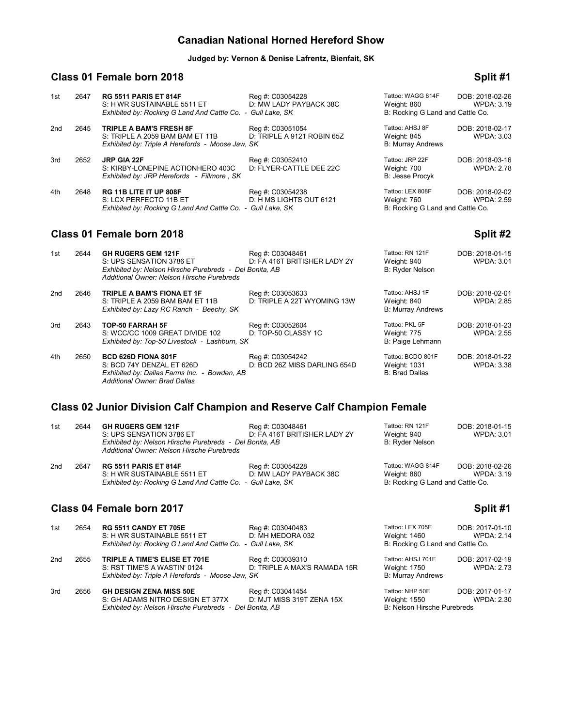# Canadian National Horned Hereford Show

**Judged by: Vernon & Denise Lafrentz, Bienfait, SK**

## Class 01 Female born 2018 — Split #1

1st 2647 **RG 5511 PARIS ET 814F** — Reg #: C03054228 — Tattoo: WAGG 814F — DOB: 2018-02-26
S: H WR SUSTAINABLE 5511 ET — D: MW LADY PAYBACK 38C — Weight: 860 — WPDA: 3.19
*Exhibited by: Rocking G Land And Cattle Co. - Gull Lake, SK* — B: Rocking G Land and Cattle Co.

2nd 2645 **TRIPLE A BAM'S FRESH 8F** — Reg #: C03051054 — Tattoo: AHSJ 8F — DOB: 2018-02-17
S: TRIPLE A 2059 BAM BAM ET 11B — D: TRIPLE A 9121 ROBIN 65Z — Weight: 845 — WPDA: 3.03
*Exhibited by: Triple A Herefords - Moose Jaw, SK* — B: Murray Andrews

3rd 2652 **JRP GIA 22F** — Reg #: C03052410 — Tattoo: JRP 22F — DOB: 2018-03-16
S: KIRBY-LONEPINE ACTIONHERO 403C — D: FLYER-CATTLE DEE 22C — Weight: 700 — WPDA: 2.78
*Exhibited by: JRP Herefords - Fillmore , SK* — B: Jesse Procyk

4th 2648 **RG 11B LITE IT UP 808F** — Reg #: C03054238 — Tattoo: LEX 808F — DOB: 2018-02-02
S: LCX PERFECTO 11B ET — D: H MS LIGHTS OUT 6121 — Weight: 760 — WPDA: 2.59
*Exhibited by: Rocking G Land And Cattle Co. - Gull Lake, SK* — B: Rocking G Land and Cattle Co.

## Class 01 Female born 2018 — Split #2

1st 2644 **GH RUGERS GEM 121F** — Reg #: C03048461 — Tattoo: RN 121F — DOB: 2018-01-15
S: UPS SENSATION 3786 ET — D: FA 416T BRITISHER LADY 2Y — Weight: 940 — WPDA: 3.01
*Exhibited by: Nelson Hirsche Purebreds - Del Bonita, AB* — B: Ryder Nelson
*Additional Owner: Nelson Hirsche Purebreds*

2nd 2646 **TRIPLE A BAM'S FIONA ET 1F** — Reg #: C03053633 — Tattoo: AHSJ 1F — DOB: 2018-02-01
S: TRIPLE A 2059 BAM BAM ET 11B — D: TRIPLE A 22T WYOMING 13W — Weight: 840 — WPDA: 2.85
*Exhibited by: Lazy RC Ranch - Beechy, SK* — B: Murray Andrews

3rd 2643 **TOP-50 FARRAH 5F** — Reg #: C03052604 — Tattoo: PKL 5F — DOB: 2018-01-23
S: WCC/CC 1009 GREAT DIVIDE 102 — D: TOP-50 CLASSY 1C — Weight: 775 — WPDA: 2.55
*Exhibited by: Top-50 Livestock - Lashburn, SK* — B: Paige Lehmann

4th 2650 **BCD 626D FIONA 801F** — Reg #: C03054242 — Tattoo: BCDO 801F — DOB: 2018-01-22
S: BCD 74Y DENZAL ET 626D — D: BCD 26Z MISS DARLING 654D — Weight: 1031 — WPDA: 3.38
*Exhibited by: Dallas Farms Inc. - Bowden, AB* — B: Brad Dallas
*Additional Owner: Brad Dallas*

## Class 02 Junior Division Calf Champion and Reserve Calf Champion Female

1st 2644 **GH RUGERS GEM 121F** — Reg #: C03048461 — Tattoo: RN 121F — DOB: 2018-01-15
S: UPS SENSATION 3786 ET — D: FA 416T BRITISHER LADY 2Y — Weight: 940 — WPDA: 3.01
*Exhibited by: Nelson Hirsche Purebreds - Del Bonita, AB* — B: Ryder Nelson
*Additional Owner: Nelson Hirsche Purebreds*

2nd 2647 **RG 5511 PARIS ET 814F** — Reg #: C03054228 — Tattoo: WAGG 814F — DOB: 2018-02-26
S: H WR SUSTAINABLE 5511 ET — D: MW LADY PAYBACK 38C — Weight: 860 — WPDA: 3.19
*Exhibited by: Rocking G Land And Cattle Co. - Gull Lake, SK* — B: Rocking G Land and Cattle Co.

## Class 04 Female born 2017 — Split #1

1st 2654 **RG 5511 CANDY ET 705E** — Reg #: C03040483 — Tattoo: LEX 705E — DOB: 2017-01-10
S: H WR SUSTAINABLE 5511 ET — D: MH MEDORA 032 — Weight: 1460 — WPDA: 2.14
*Exhibited by: Rocking G Land And Cattle Co. - Gull Lake, SK* — B: Rocking G Land and Cattle Co.

2nd 2655 **TRIPLE A TIME'S ELISE ET 701E** — Reg #: C03039310 — Tattoo: AHSJ 701E — DOB: 2017-02-19
S: RST TIME'S A WASTIN' 0124 — D: TRIPLE A MAX'S RAMADA 15R — Weight: 1750 — WPDA: 2.73
*Exhibited by: Triple A Herefords - Moose Jaw, SK* — B: Murray Andrews

3rd 2656 **GH DESIGN ZENA MISS 50E** — Reg #: C03041454 — Tattoo: NHP 50E — DOB: 2017-01-17
S: GH ADAMS NITRO DESIGN ET 377X — D: MJT MISS 319T ZENA 15X — Weight: 1550 — WPDA: 2.30
*Exhibited by: Nelson Hirsche Purebreds - Del Bonita, AB* — B: Nelson Hirsche Purebreds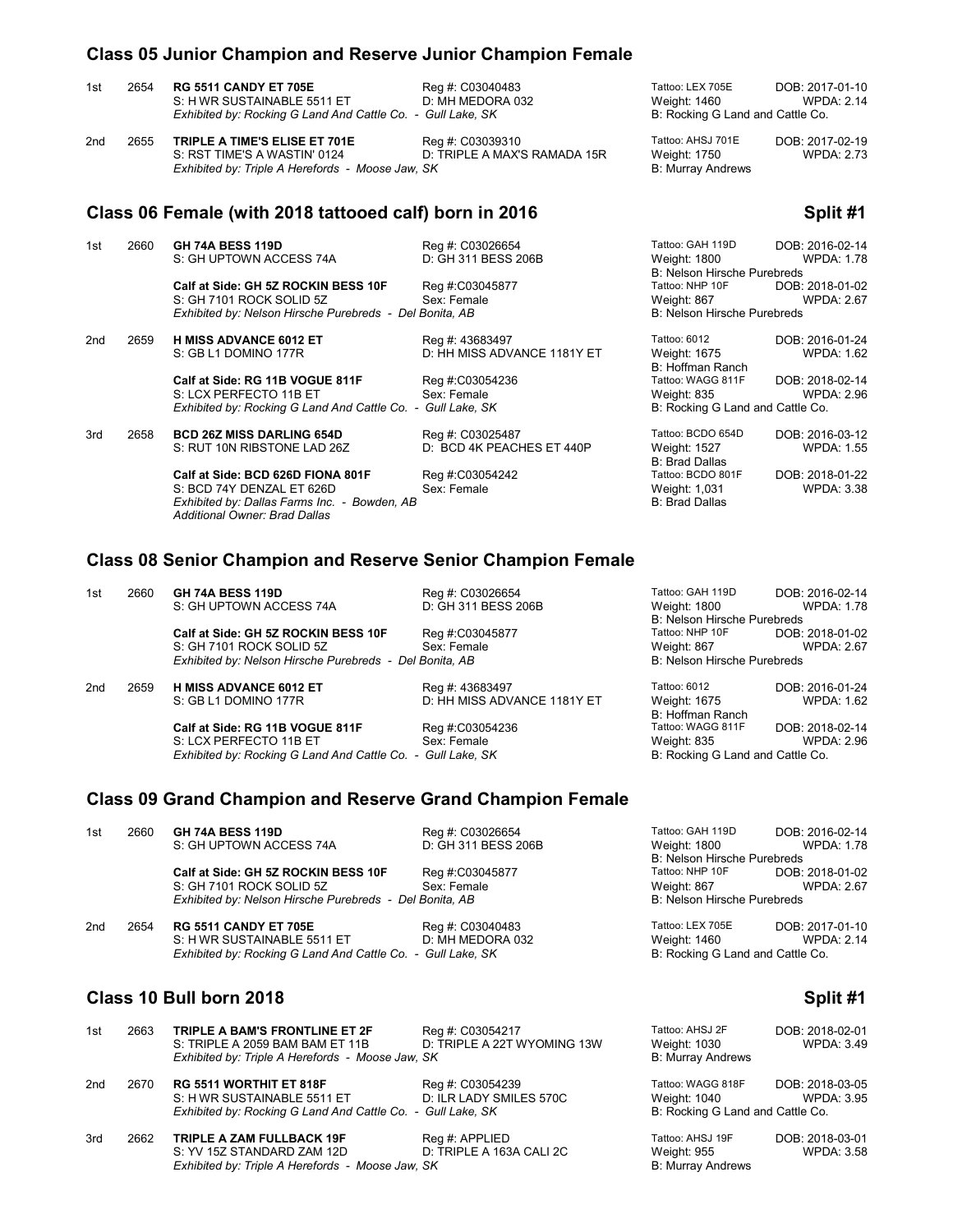## Class 05 Junior Champion and Reserve Junior Champion Female

1st 2654 **RG 5511 CANDY ET 705E** Reg #: C03040483 Tattoo: LEX 705E DOB: 2017-01-10
S: H WR SUSTAINABLE 5511 ET D: MH MEDORA 032 Weight: 1460 WPDA: 2.14
*Exhibited by: Rocking G Land And Cattle Co. - Gull Lake, SK* B: Rocking G Land and Cattle Co.

2nd 2655 **TRIPLE A TIME'S ELISE ET 701E** Reg #: C03039310 Tattoo: AHSJ 701E DOB: 2017-02-19
S: RST TIME'S A WASTIN' 0124 D: TRIPLE A MAX'S RAMADA 15R Weight: 1750 WPDA: 2.73
*Exhibited by: Triple A Herefords - Moose Jaw, SK* B: Murray Andrews

## Class 06 Female (with 2018 tattooed calf) born in 2016 — Split #1

1st 2660 **GH 74A BESS 119D** Reg #: C03026654 Tattoo: GAH 119D DOB: 2016-02-14
S: GH UPTOWN ACCESS 74A D: GH 311 BESS 206B Weight: 1800 WPDA: 1.78
B: Nelson Hirsche Purebreds
**Calf at Side: GH 5Z ROCKIN BESS 10F** Reg #:C03045877 Tattoo: NHP 10F DOB: 2018-01-02
S: GH 7101 ROCK SOLID 5Z Sex: Female Weight: 867 WPDA: 2.67
*Exhibited by: Nelson Hirsche Purebreds - Del Bonita, AB* B: Nelson Hirsche Purebreds

2nd 2659 **H MISS ADVANCE 6012 ET** Reg #: 43683497 Tattoo: 6012 DOB: 2016-01-24
S: GB L1 DOMINO 177R D: HH MISS ADVANCE 1181Y ET Weight: 1675 WPDA: 1.62
B: Hoffman Ranch
**Calf at Side: RG 11B VOGUE 811F** Reg #:C03054236 Tattoo: WAGG 811F DOB: 2018-02-14
S: LCX PERFECTO 11B ET Sex: Female Weight: 835 WPDA: 2.96
*Exhibited by: Rocking G Land And Cattle Co. - Gull Lake, SK* B: Rocking G Land and Cattle Co.

3rd 2658 **BCD 26Z MISS DARLING 654D** Reg #: C03025487 Tattoo: BCDO 654D DOB: 2016-03-12
S: RUT 10N RIBSTONE LAD 26Z D: BCD 4K PEACHES ET 440P Weight: 1527 WPDA: 1.55
B: Brad Dallas
**Calf at Side: BCD 626D FIONA 801F** Reg #:C03054242 Tattoo: BCDO 801F DOB: 2018-01-22
S: BCD 74Y DENZAL ET 626D Sex: Female Weight: 1,031 WPDA: 3.38
*Exhibited by: Dallas Farms Inc. - Bowden, AB* B: Brad Dallas
*Additional Owner: Brad Dallas*

## Class 08 Senior Champion and Reserve Senior Champion Female

1st 2660 **GH 74A BESS 119D** Reg #: C03026654 Tattoo: GAH 119D DOB: 2016-02-14
S: GH UPTOWN ACCESS 74A D: GH 311 BESS 206B Weight: 1800 WPDA: 1.78
B: Nelson Hirsche Purebreds
**Calf at Side: GH 5Z ROCKIN BESS 10F** Reg #:C03045877 Tattoo: NHP 10F DOB: 2018-01-02
S: GH 7101 ROCK SOLID 5Z Sex: Female Weight: 867 WPDA: 2.67
*Exhibited by: Nelson Hirsche Purebreds - Del Bonita, AB* B: Nelson Hirsche Purebreds

2nd 2659 **H MISS ADVANCE 6012 ET** Reg #: 43683497 Tattoo: 6012 DOB: 2016-01-24
S: GB L1 DOMINO 177R D: HH MISS ADVANCE 1181Y ET Weight: 1675 WPDA: 1.62
B: Hoffman Ranch
**Calf at Side: RG 11B VOGUE 811F** Reg #:C03054236 Tattoo: WAGG 811F DOB: 2018-02-14
S: LCX PERFECTO 11B ET Sex: Female Weight: 835 WPDA: 2.96
*Exhibited by: Rocking G Land And Cattle Co. - Gull Lake, SK* B: Rocking G Land and Cattle Co.

## Class 09 Grand Champion and Reserve Grand Champion Female

1st 2660 **GH 74A BESS 119D** Reg #: C03026654 Tattoo: GAH 119D DOB: 2016-02-14
S: GH UPTOWN ACCESS 74A D: GH 311 BESS 206B Weight: 1800 WPDA: 1.78
B: Nelson Hirsche Purebreds
**Calf at Side: GH 5Z ROCKIN BESS 10F** Reg #:C03045877 Tattoo: NHP 10F DOB: 2018-01-02
S: GH 7101 ROCK SOLID 5Z Sex: Female Weight: 867 WPDA: 2.67
*Exhibited by: Nelson Hirsche Purebreds - Del Bonita, AB* B: Nelson Hirsche Purebreds

2nd 2654 **RG 5511 CANDY ET 705E** Reg #: C03040483 Tattoo: LEX 705E DOB: 2017-01-10
S: H WR SUSTAINABLE 5511 ET D: MH MEDORA 032 Weight: 1460 WPDA: 2.14
*Exhibited by: Rocking G Land And Cattle Co. - Gull Lake, SK* B: Rocking G Land and Cattle Co.

## Class 10 Bull born 2018 — Split #1

1st 2663 **TRIPLE A BAM'S FRONTLINE ET 2F** Reg #: C03054217 Tattoo: AHSJ 2F DOB: 2018-02-01
S: TRIPLE A 2059 BAM BAM ET 11B D: TRIPLE A 22T WYOMING 13W Weight: 1030 WPDA: 3.49
*Exhibited by: Triple A Herefords - Moose Jaw, SK* B: Murray Andrews

2nd 2670 **RG 5511 WORTHIT ET 818F** Reg #: C03054239 Tattoo: WAGG 818F DOB: 2018-03-05
S: H WR SUSTAINABLE 5511 ET D: ILR LADY SMILES 570C Weight: 1040 WPDA: 3.95
*Exhibited by: Rocking G Land And Cattle Co. - Gull Lake, SK* B: Rocking G Land and Cattle Co.

3rd 2662 **TRIPLE A ZAM FULLBACK 19F** Reg #: APPLIED Tattoo: AHSJ 19F DOB: 2018-03-01
S: YV 15Z STANDARD ZAM 12D D: TRIPLE A 163A CALI 2C Weight: 955 WPDA: 3.58
*Exhibited by: Triple A Herefords - Moose Jaw, SK* B: Murray Andrews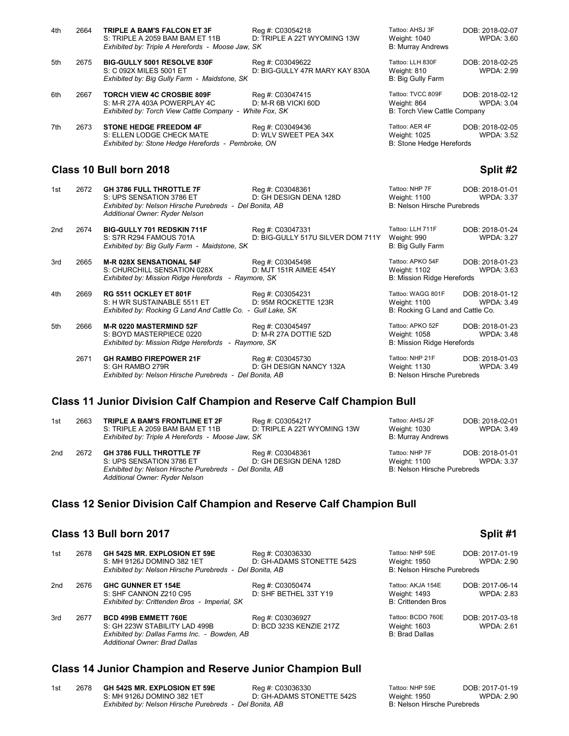| | | | | | |
|---|---|---|---|---|---|
| 4th | 2664 | **TRIPLE A BAM'S FALCON ET 3F**<br>S: TRIPLE A 2059 BAM BAM ET 11B<br>*Exhibited by: Triple A Herefords - Moose Jaw, SK* | Reg #: C03054218<br>D: TRIPLE A 22T WYOMING 13W | Tattoo: AHSJ 3F<br>Weight: 1040<br>B: Murray Andrews | DOB: 2018-02-07<br>WPDA: 3.60 |
| 5th | 2675 | **BIG-GULLY 5001 RESOLVE 830F**<br>S: C 092X MILES 5001 ET<br>*Exhibited by: Big Gully Farm - Maidstone, SK* | Reg #: C03049622<br>D: BIG-GULLY 47R MARY KAY 830A | Tattoo: LLH 830F<br>Weight: 810<br>B: Big Gully Farm | DOB: 2018-02-25<br>WPDA: 2.99 |
| 6th | 2667 | **TORCH VIEW 4C CROSBIE 809F**<br>S: M-R 27A 403A POWERPLAY 4C<br>*Exhibited by: Torch View Cattle Company - White Fox, SK* | Reg #: C03047415<br>D: M-R 6B VICKI 60D | Tattoo: TVCC 809F<br>Weight: 864<br>B: Torch View Cattle Company | DOB: 2018-02-12<br>WPDA: 3.04 |
| 7th | 2673 | **STONE HEDGE FREEDOM 4F**<br>S: ELLEN LODGE CHECK MATE<br>*Exhibited by: Stone Hedge Herefords - Pembroke, ON* | Reg #: C03049436<br>D: WLV SWEET PEA 34X | Tattoo: AER 4F<br>Weight: 1025<br>B: Stone Hedge Herefords | DOB: 2018-02-05<br>WPDA: 3.52 |

## Class 10 Bull born 2018 — Split #2

| | | | | | |
|---|---|---|---|---|---|
| 1st | 2672 | **GH 3786 FULL THROTTLE 7F**<br>S: UPS SENSATION 3786 ET<br>*Exhibited by: Nelson Hirsche Purebreds - Del Bonita, AB*<br>*Additional Owner: Ryder Nelson* | Reg #: C03048361<br>D: GH DESIGN DENA 128D | Tattoo: NHP 7F<br>Weight: 1100<br>B: Nelson Hirsche Purebreds | DOB: 2018-01-01<br>WPDA: 3.37 |
| 2nd | 2674 | **BIG-GULLY 701 REDSKIN 711F**<br>S: S7R R294 FAMOUS 701A<br>*Exhibited by: Big Gully Farm - Maidstone, SK* | Reg #: C03047331<br>D: BIG-GULLY 517U SILVER DOM 711Y | Tattoo: LLH 711F<br>Weight: 990<br>B: Big Gully Farm | DOB: 2018-01-24<br>WPDA: 3.27 |
| 3rd | 2665 | **M-R 028X SENSATIONAL 54F**<br>S: CHURCHILL SENSATION 028X<br>*Exhibited by: Mission Ridge Herefords - Raymore, SK* | Reg #: C03045498<br>D: MJT 151R AIMEE 454Y | Tattoo: APKO 54F<br>Weight: 1102<br>B: Mission Ridge Herefords | DOB: 2018-01-23<br>WPDA: 3.63 |
| 4th | 2669 | **RG 5511 OCKLEY ET 801F**<br>S: H WR SUSTAINABLE 5511 ET<br>*Exhibited by: Rocking G Land And Cattle Co. - Gull Lake, SK* | Reg #: C03054231<br>D: 95M ROCKETTE 123R | Tattoo: WAGG 801F<br>Weight: 1100<br>B: Rocking G Land and Cattle Co. | DOB: 2018-01-12<br>WPDA: 3.49 |
| 5th | 2666 | **M-R 0220 MASTERMIND 52F**<br>S: BOYD MASTERPIECE 0220<br>*Exhibited by: Mission Ridge Herefords - Raymore, SK* | Reg #: C03045497<br>D: M-R 27A DOTTIE 52D | Tattoo: APKO 52F<br>Weight: 1058<br>B: Mission Ridge Herefords | DOB: 2018-01-23<br>WPDA: 3.48 |
| | 2671 | **GH RAMBO FIREPOWER 21F**<br>S: GH RAMBO 279R<br>*Exhibited by: Nelson Hirsche Purebreds - Del Bonita, AB* | Reg #: C03045730<br>D: GH DESIGN NANCY 132A | Tattoo: NHP 21F<br>Weight: 1130<br>B: Nelson Hirsche Purebreds | DOB: 2018-01-03<br>WPDA: 3.49 |

## Class 11 Junior Division Calf Champion and Reserve Calf Champion Bull

| | | | | | |
|---|---|---|---|---|---|
| 1st | 2663 | **TRIPLE A BAM'S FRONTLINE ET 2F**<br>S: TRIPLE A 2059 BAM BAM ET 11B<br>*Exhibited by: Triple A Herefords - Moose Jaw, SK* | Reg #: C03054217<br>D: TRIPLE A 22T WYOMING 13W | Tattoo: AHSJ 2F<br>Weight: 1030<br>B: Murray Andrews | DOB: 2018-02-01<br>WPDA: 3.49 |
| 2nd | 2672 | **GH 3786 FULL THROTTLE 7F**<br>S: UPS SENSATION 3786 ET<br>*Exhibited by: Nelson Hirsche Purebreds - Del Bonita, AB*<br>*Additional Owner: Ryder Nelson* | Reg #: C03048361<br>D: GH DESIGN DENA 128D | Tattoo: NHP 7F<br>Weight: 1100<br>B: Nelson Hirsche Purebreds | DOB: 2018-01-01<br>WPDA: 3.37 |

## Class 12 Senior Division Calf Champion and Reserve Calf Champion Bull

## Class 13 Bull born 2017 — Split #1

| | | | | | |
|---|---|---|---|---|---|
| 1st | 2678 | **GH 542S MR. EXPLOSION ET 59E**<br>S: MH 9126J DOMINO 382 1ET<br>*Exhibited by: Nelson Hirsche Purebreds - Del Bonita, AB* | Reg #: C03036330<br>D: GH-ADAMS STONETTE 542S | Tattoo: NHP 59E<br>Weight: 1950<br>B: Nelson Hirsche Purebreds | DOB: 2017-01-19<br>WPDA: 2.90 |
| 2nd | 2676 | **GHC GUNNER ET 154E**<br>S: SHF CANNON Z210 C95<br>*Exhibited by: Crittenden Bros - Imperial, SK* | Reg #: C03050474<br>D: SHF BETHEL 33T Y19 | Tattoo: AKJA 154E<br>Weight: 1493<br>B: Crittenden Bros | DOB: 2017-06-14<br>WPDA: 2.83 |
| 3rd | 2677 | **BCD 499B EMMETT 760E**<br>S: GH 223W STABILITY LAD 499B<br>*Exhibited by: Dallas Farms Inc. - Bowden, AB*<br>*Additional Owner: Brad Dallas* | Reg #: C03036927<br>D: BCD 323S KENZIE 217Z | Tattoo: BCDO 760E<br>Weight: 1603<br>B: Brad Dallas | DOB: 2017-03-18<br>WPDA: 2.61 |

## Class 14 Junior Champion and Reserve Junior Champion Bull

| | | | | | |
|---|---|---|---|---|---|
| 1st | 2678 | **GH 542S MR. EXPLOSION ET 59E**<br>S: MH 9126J DOMINO 382 1ET<br>*Exhibited by: Nelson Hirsche Purebreds - Del Bonita, AB* | Reg #: C03036330<br>D: GH-ADAMS STONETTE 542S | Tattoo: NHP 59E<br>Weight: 1950<br>B: Nelson Hirsche Purebreds | DOB: 2017-01-19<br>WPDA: 2.90 |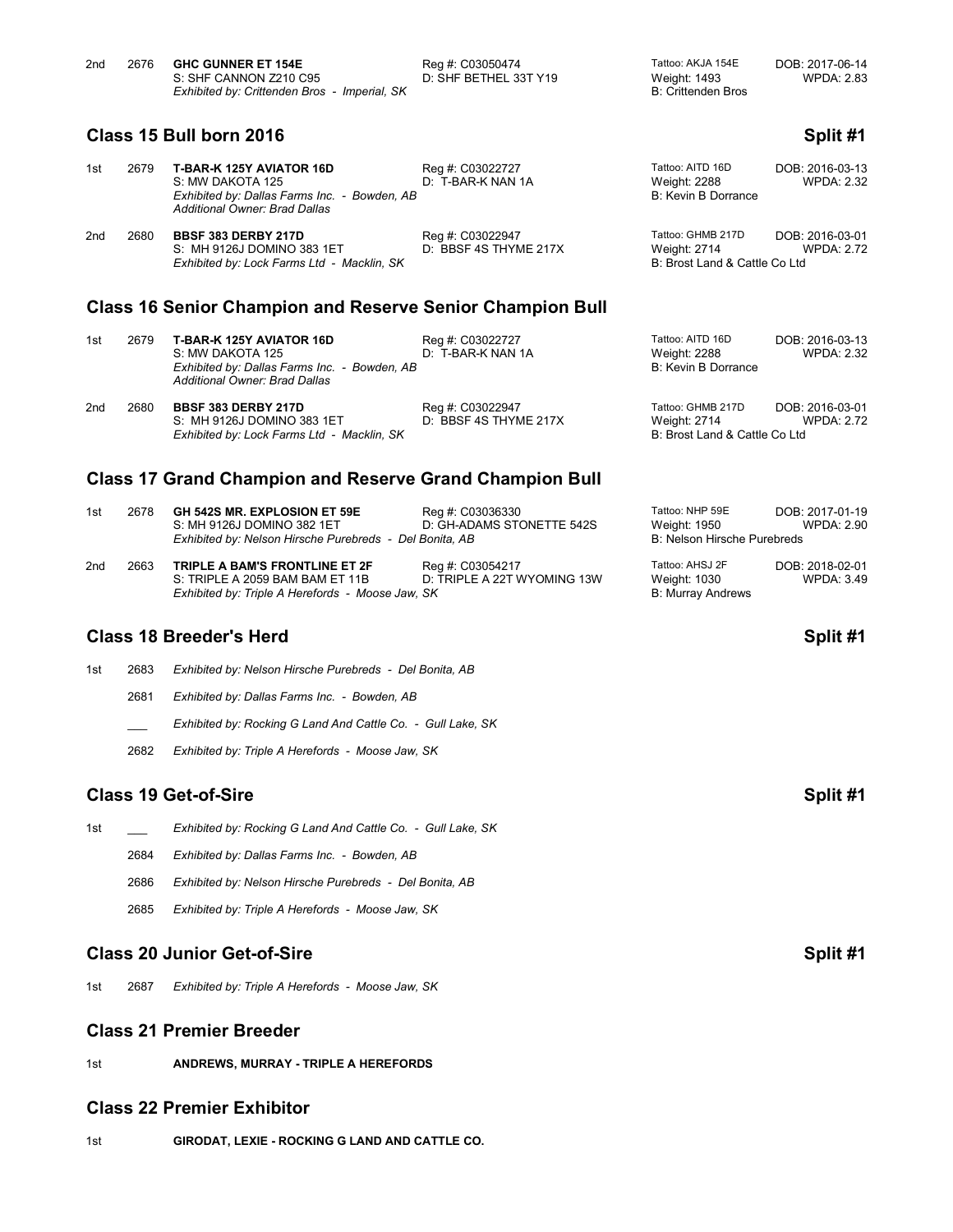2nd 2676 **GHC GUNNER ET 154E** Reg #: C03050474 Tattoo: AKJA 154E DOB: 2017-06-14
S: SHF CANNON Z210 C95 D: SHF BETHEL 33T Y19 Weight: 1493 WPDA: 2.83
*Exhibited by: Crittenden Bros - Imperial, SK* B: Crittenden Bros

## Class 15 Bull born 2016 — Split #1

1st 2679 **T-BAR-K 125Y AVIATOR 16D** Reg #: C03022727 Tattoo: AITD 16D DOB: 2016-03-13
S: MW DAKOTA 125 D: T-BAR-K NAN 1A Weight: 2288 WPDA: 2.32
*Exhibited by: Dallas Farms Inc. - Bowden, AB* B: Kevin B Dorrance
*Additional Owner: Brad Dallas*

2nd 2680 **BBSF 383 DERBY 217D** Reg #: C03022947 Tattoo: GHMB 217D DOB: 2016-03-01
S: MH 9126J DOMINO 383 1ET D: BBSF 4S THYME 217X Weight: 2714 WPDA: 2.72
*Exhibited by: Lock Farms Ltd - Macklin, SK* B: Brost Land & Cattle Co Ltd

## Class 16 Senior Champion and Reserve Senior Champion Bull

1st 2679 **T-BAR-K 125Y AVIATOR 16D** Reg #: C03022727 Tattoo: AITD 16D DOB: 2016-03-13
S: MW DAKOTA 125 D: T-BAR-K NAN 1A Weight: 2288 WPDA: 2.32
*Exhibited by: Dallas Farms Inc. - Bowden, AB* B: Kevin B Dorrance
*Additional Owner: Brad Dallas*

2nd 2680 **BBSF 383 DERBY 217D** Reg #: C03022947 Tattoo: GHMB 217D DOB: 2016-03-01
S: MH 9126J DOMINO 383 1ET D: BBSF 4S THYME 217X Weight: 2714 WPDA: 2.72
*Exhibited by: Lock Farms Ltd - Macklin, SK* B: Brost Land & Cattle Co Ltd

## Class 17 Grand Champion and Reserve Grand Champion Bull

1st 2678 **GH 542S MR. EXPLOSION ET 59E** Reg #: C03036330 Tattoo: NHP 59E DOB: 2017-01-19
S: MH 9126J DOMINO 382 1ET D: GH-ADAMS STONETTE 542S Weight: 1950 WPDA: 2.90
*Exhibited by: Nelson Hirsche Purebreds - Del Bonita, AB* B: Nelson Hirsche Purebreds

2nd 2663 **TRIPLE A BAM'S FRONTLINE ET 2F** Reg #: C03054217 Tattoo: AHSJ 2F DOB: 2018-02-01
S: TRIPLE A 2059 BAM BAM ET 11B D: TRIPLE A 22T WYOMING 13W Weight: 1030 WPDA: 3.49
*Exhibited by: Triple A Herefords - Moose Jaw, SK* B: Murray Andrews

## Class 18 Breeder's Herd — Split #1

1st 2683 *Exhibited by: Nelson Hirsche Purebreds - Del Bonita, AB*

2681 *Exhibited by: Dallas Farms Inc. - Bowden, AB*

___ *Exhibited by: Rocking G Land And Cattle Co. - Gull Lake, SK*

2682 *Exhibited by: Triple A Herefords - Moose Jaw, SK*

## Class 19 Get-of-Sire — Split #1

1st ___ *Exhibited by: Rocking G Land And Cattle Co. - Gull Lake, SK*

2684 *Exhibited by: Dallas Farms Inc. - Bowden, AB*

2686 *Exhibited by: Nelson Hirsche Purebreds - Del Bonita, AB*

2685 *Exhibited by: Triple A Herefords - Moose Jaw, SK*

## Class 20 Junior Get-of-Sire — Split #1

1st 2687 *Exhibited by: Triple A Herefords - Moose Jaw, SK*

## Class 21 Premier Breeder

1st **ANDREWS, MURRAY - TRIPLE A HEREFORDS**

## Class 22 Premier Exhibitor

1st **GIRODAT, LEXIE - ROCKING G LAND AND CATTLE CO.**